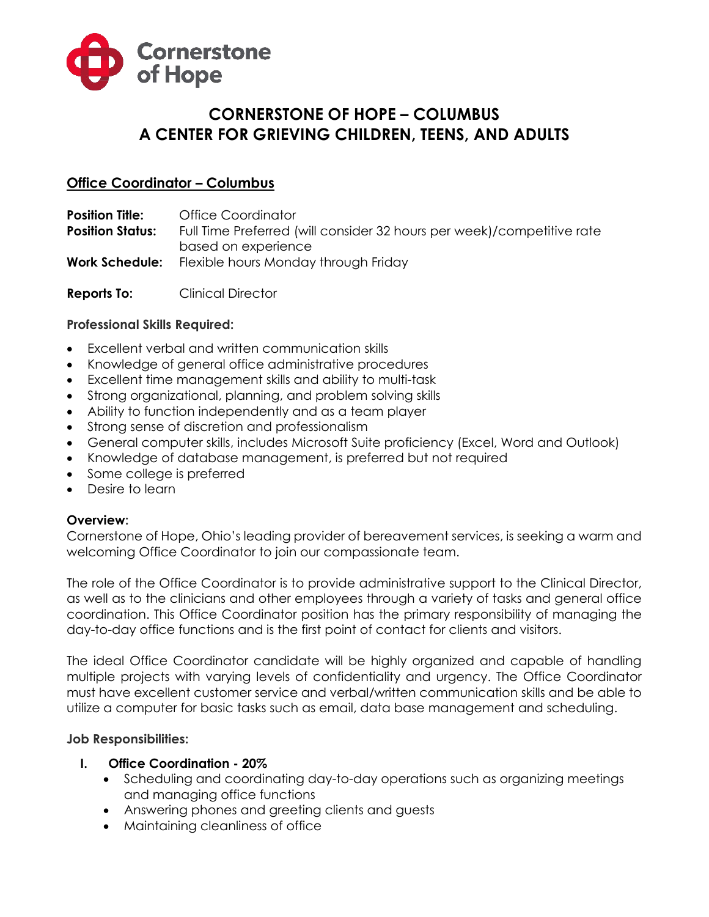Cornerstone of Hope

# CORNERSTONE OF HOPE – COLUMBUS
# A CENTER FOR GRIEVING CHILDREN, TEENS, AND ADULTS

## Office Coordinator – Columbus

**Position Title:** Office Coordinator
**Position Status:** Full Time Preferred (will consider 32 hours per week)/competitive rate based on experience
**Work Schedule:** Flexible hours Monday through Friday

**Reports To:** Clinical Director

**Professional Skills Required:**

- Excellent verbal and written communication skills
- Knowledge of general office administrative procedures
- Excellent time management skills and ability to multi-task
- Strong organizational, planning, and problem solving skills
- Ability to function independently and as a team player
- Strong sense of discretion and professionalism
- General computer skills, includes Microsoft Suite proficiency (Excel, Word and Outlook)
- Knowledge of database management, is preferred but not required
- Some college is preferred
- Desire to learn

**Overview:**
Cornerstone of Hope, Ohio's leading provider of bereavement services, is seeking a warm and welcoming Office Coordinator to join our compassionate team.

The role of the Office Coordinator is to provide administrative support to the Clinical Director, as well as to the clinicians and other employees through a variety of tasks and general office coordination. This Office Coordinator position has the primary responsibility of managing the day-to-day office functions and is the first point of contact for clients and visitors.

The ideal Office Coordinator candidate will be highly organized and capable of handling multiple projects with varying levels of confidentiality and urgency. The Office Coordinator must have excellent customer service and verbal/written communication skills and be able to utilize a computer for basic tasks such as email, data base management and scheduling.

**Job Responsibilities:**

I. **Office Coordination - 20%**
   - Scheduling and coordinating day-to-day operations such as organizing meetings and managing office functions
   - Answering phones and greeting clients and guests
   - Maintaining cleanliness of office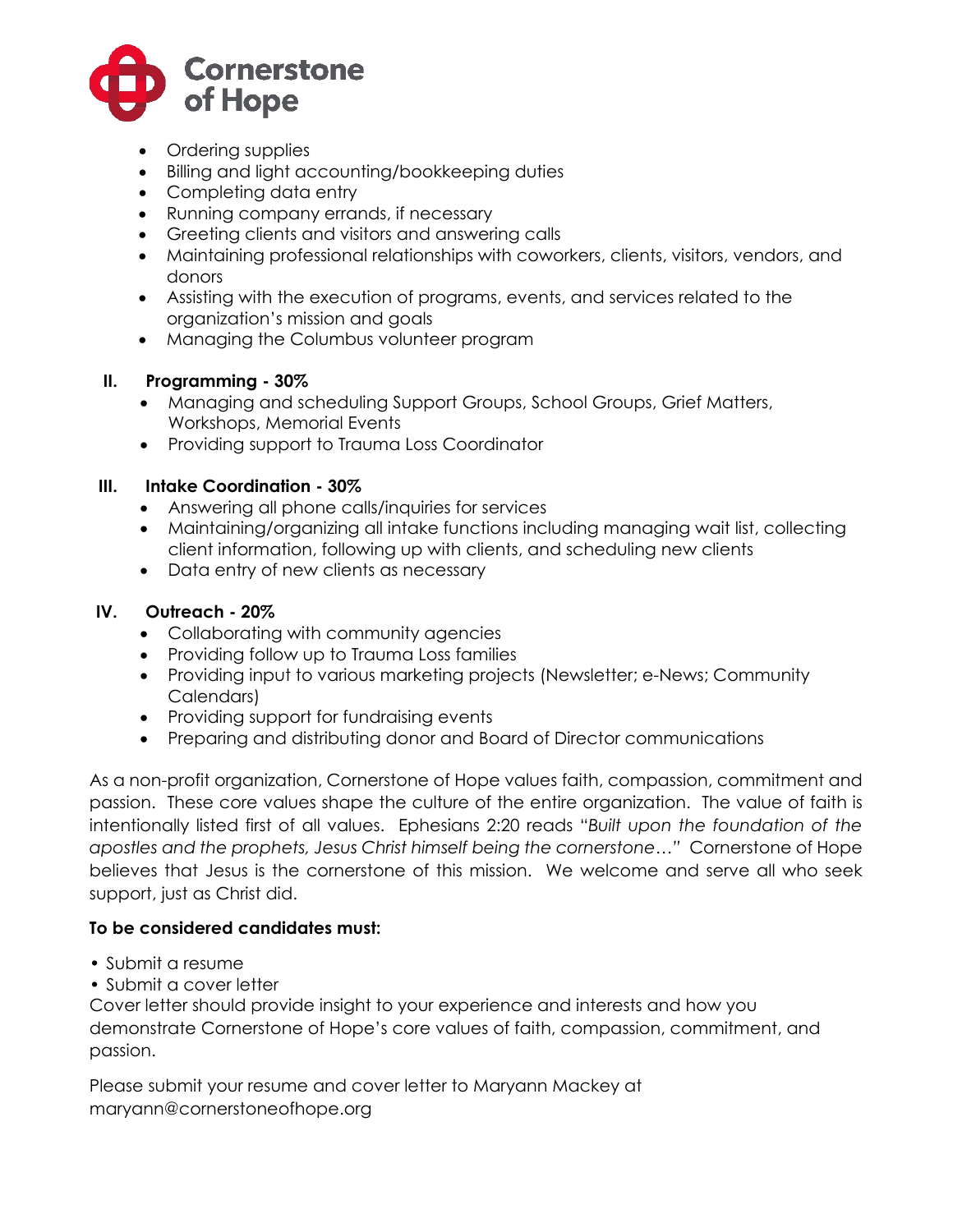- Ordering supplies
- Billing and light accounting/bookkeeping duties
- Completing data entry
- Running company errands, if necessary
- Greeting clients and visitors and answering calls
- Maintaining professional relationships with coworkers, clients, visitors, vendors, and donors
- Assisting with the execution of programs, events, and services related to the organization's mission and goals
- Managing the Columbus volunteer program

**II. Programming - 30%**

- Managing and scheduling Support Groups, School Groups, Grief Matters, Workshops, Memorial Events
- Providing support to Trauma Loss Coordinator

**III. Intake Coordination - 30%**

- Answering all phone calls/inquiries for services
- Maintaining/organizing all intake functions including managing wait list, collecting client information, following up with clients, and scheduling new clients
- Data entry of new clients as necessary

**IV. Outreach - 20%**

- Collaborating with community agencies
- Providing follow up to Trauma Loss families
- Providing input to various marketing projects (Newsletter; e-News; Community Calendars)
- Providing support for fundraising events
- Preparing and distributing donor and Board of Director communications

As a non-profit organization, Cornerstone of Hope values faith, compassion, commitment and passion. These core values shape the culture of the entire organization. The value of faith is intentionally listed first of all values. Ephesians 2:20 reads "*Built upon the foundation of the apostles and the prophets, Jesus Christ himself being the cornerstone…*" Cornerstone of Hope believes that Jesus is the cornerstone of this mission. We welcome and serve all who seek support, just as Christ did.

**To be considered candidates must:**

- Submit a resume
- Submit a cover letter

Cover letter should provide insight to your experience and interests and how you demonstrate Cornerstone of Hope's core values of faith, compassion, commitment, and passion.

Please submit your resume and cover letter to Maryann Mackey at maryann@cornerstoneofhope.org